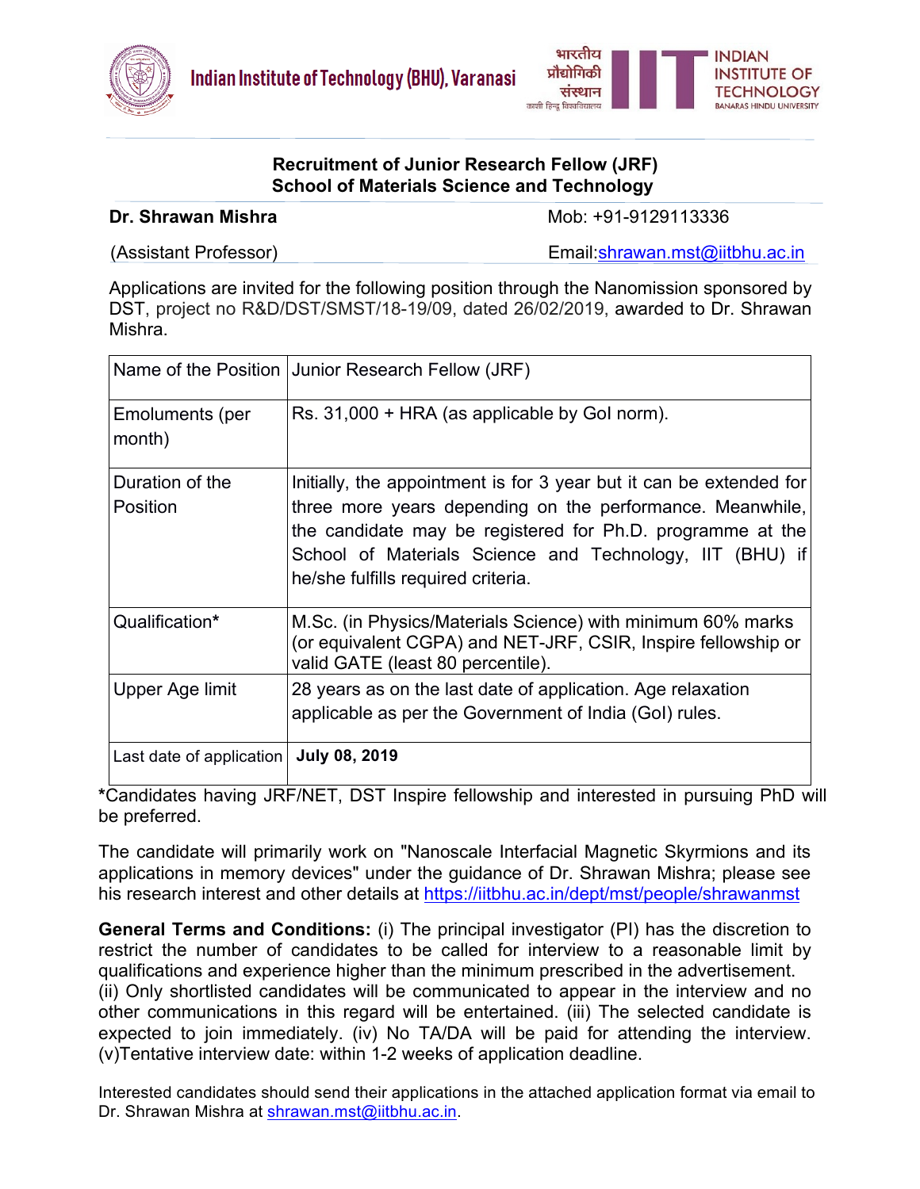Indian Institute of Technology (BHU), Varanasi

भारतीय प्रौद्योगिकी संस्थान काशी हिन्दू विश्वविद्यालय

INDIAN INSTITUTE OF TECHNOLOGY BANARAS HINDU UNIVERSITY

## Recruitment of Junior Research Fellow (JRF)
## School of Materials Science and Technology

**Dr. Shrawan Mishra** Mob: +91-9129113336

(Assistant Professor) Email:shrawan.mst@iitbhu.ac.in

Applications are invited for the following position through the Nanomission sponsored by DST, project no R&D/DST/SMST/18-19/09, dated 26/02/2019, awarded to Dr. Shrawan Mishra.

| Name of the Position | Junior Research Fellow (JRF) |
|---|---|
| Emoluments (per month) | Rs. 31,000 + HRA (as applicable by GoI norm). |
| Duration of the Position | Initially, the appointment is for 3 year but it can be extended for three more years depending on the performance. Meanwhile, the candidate may be registered for Ph.D. programme at the School of Materials Science and Technology, IIT (BHU) if he/she fulfills required criteria. |
| Qualification* | M.Sc. (in Physics/Materials Science) with minimum 60% marks (or equivalent CGPA) and NET-JRF, CSIR, Inspire fellowship or valid GATE (least 80 percentile). |
| Upper Age limit | 28 years as on the last date of application. Age relaxation applicable as per the Government of India (GoI) rules. |
| Last date of application | **July 08, 2019** |

***Candidates having JRF/NET, DST Inspire fellowship and interested in pursuing PhD will be preferred.

The candidate will primarily work on "Nanoscale Interfacial Magnetic Skyrmions and its applications in memory devices" under the guidance of Dr. Shrawan Mishra; please see his research interest and other details at https://iitbhu.ac.in/dept/mst/people/shrawanmst

**General Terms and Conditions:** (i) The principal investigator (PI) has the discretion to restrict the number of candidates to be called for interview to a reasonable limit by qualifications and experience higher than the minimum prescribed in the advertisement. (ii) Only shortlisted candidates will be communicated to appear in the interview and no other communications in this regard will be entertained. (iii) The selected candidate is expected to join immediately. (iv) No TA/DA will be paid for attending the interview. (v)Tentative interview date: within 1-2 weeks of application deadline.

Interested candidates should send their applications in the attached application format via email to Dr. Shrawan Mishra at shrawan.mst@iitbhu.ac.in.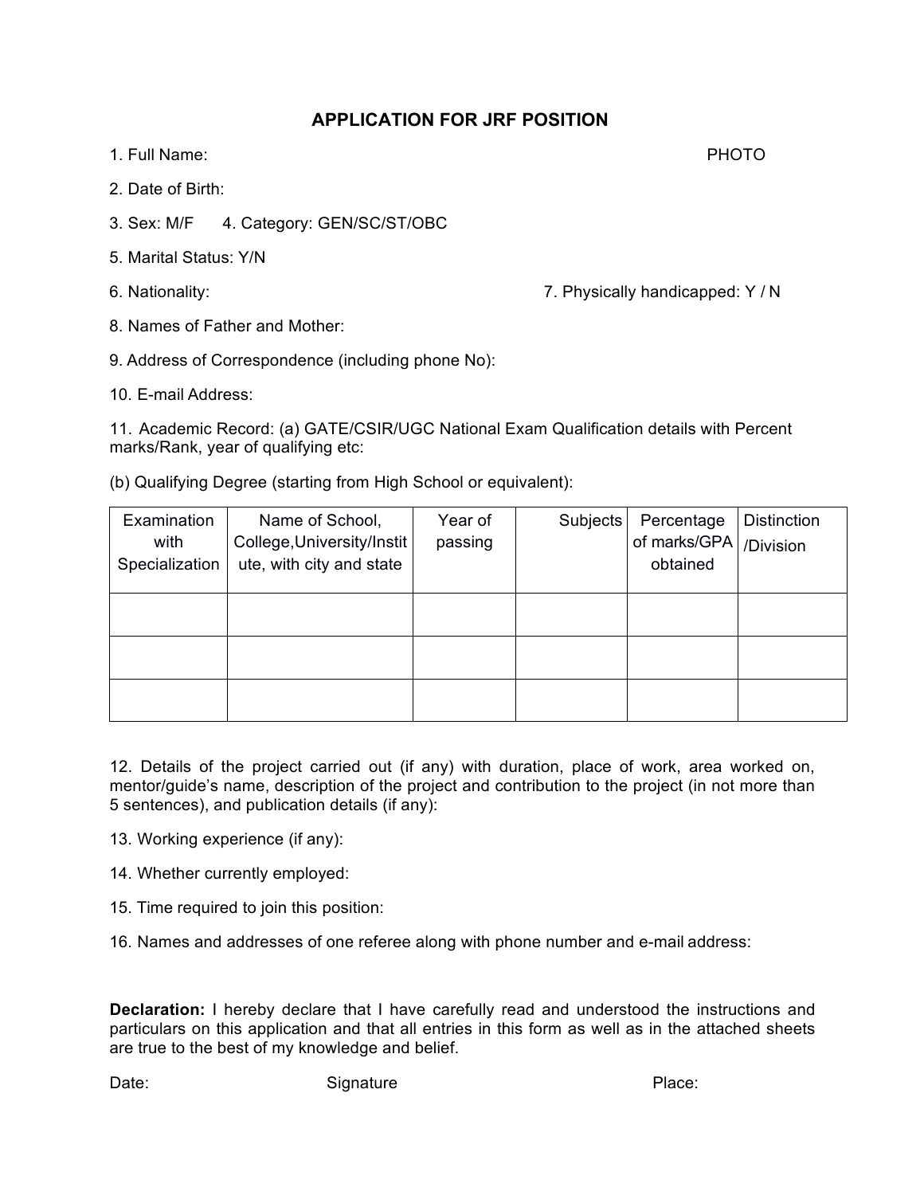# APPLICATION FOR JRF POSITION

1. Full Name: PHOTO

2. Date of Birth:

3. Sex: M/F 4. Category: GEN/SC/ST/OBC

5. Marital Status: Y/N

6. Nationality: 7. Physically handicapped: Y / N

8. Names of Father and Mother:

9. Address of Correspondence (including phone No):

10. E-mail Address:

11. Academic Record: (a) GATE/CSIR/UGC National Exam Qualification details with Percent marks/Rank, year of qualifying etc:

(b) Qualifying Degree (starting from High School or equivalent):

| Examination with Specialization | Name of School, College, University/Institute, with city and state | Year of passing | Subjects | Percentage of marks/GPA obtained | Distinction /Division |
|---|---|---|---|---|---|
| | | | | | |
| | | | | | |
| | | | | | |

12. Details of the project carried out (if any) with duration, place of work, area worked on, mentor/guide's name, description of the project and contribution to the project (in not more than 5 sentences), and publication details (if any):

13. Working experience (if any):

14. Whether currently employed:

15. Time required to join this position:

16. Names and addresses of one referee along with phone number and e-mail address:

**Declaration:** I hereby declare that I have carefully read and understood the instructions and particulars on this application and that all entries in this form as well as in the attached sheets are true to the best of my knowledge and belief.

Date: Signature Place: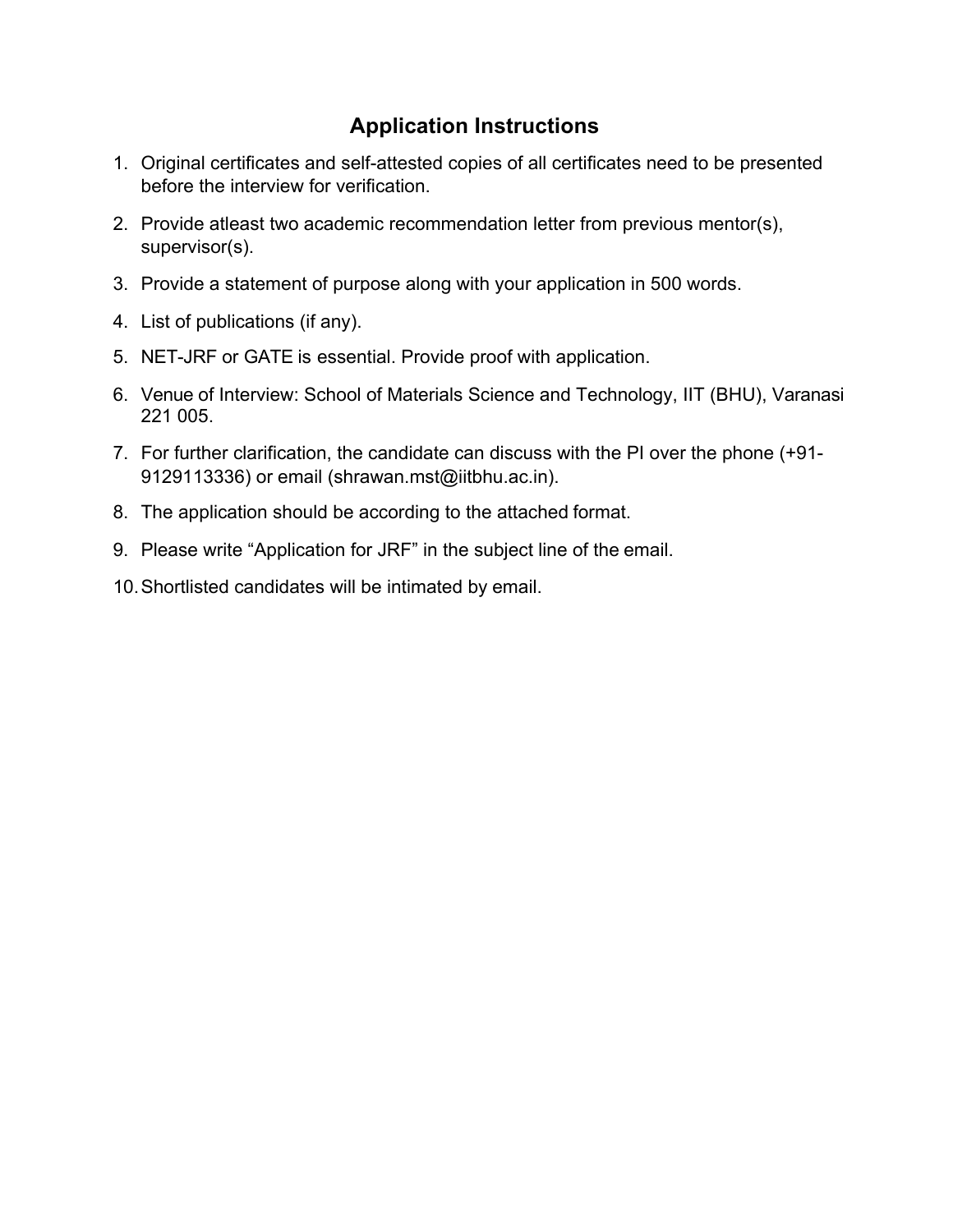## Application Instructions

1. Original certificates and self-attested copies of all certificates need to be presented before the interview for verification.
2. Provide atleast two academic recommendation letter from previous mentor(s), supervisor(s).
3. Provide a statement of purpose along with your application in 500 words.
4. List of publications (if any).
5. NET-JRF or GATE is essential. Provide proof with application.
6. Venue of Interview: School of Materials Science and Technology, IIT (BHU), Varanasi 221 005.
7. For further clarification, the candidate can discuss with the PI over the phone (+91-9129113336) or email (shrawan.mst@iitbhu.ac.in).
8. The application should be according to the attached format.
9. Please write “Application for JRF” in the subject line of the email.
10. Shortlisted candidates will be intimated by email.